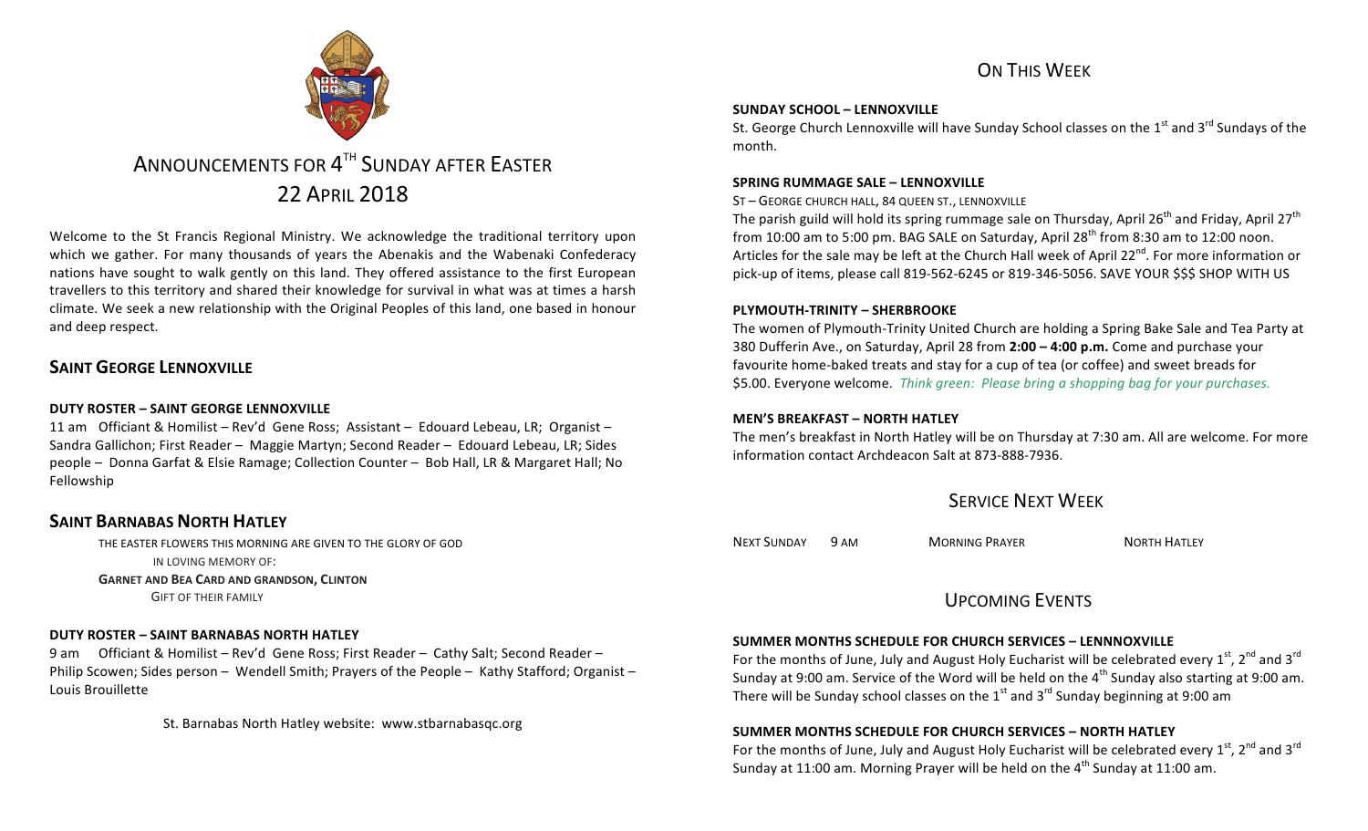# ANNOUNCEMENTS FOR 4TH SUNDAY AFTER EASTER

## 22 APRIL 2018

Welcome to the St Francis Regional Ministry. We acknowledge the traditional territory upon which we gather. For many thousands of years the Abenakis and the Wabenaki Confederacy nations have sought to walk gently on this land. They offered assistance to the first European travellers to this territory and shared their knowledge for survival in what was at times a harsh climate. We seek a new relationship with the Original Peoples of this land, one based in honour and deep respect.

## SAINT GEORGE LENNOXVILLE

### DUTY ROSTER – SAINT GEORGE LENNOXVILLE

11 am Officiant & Homilist – Rev'd Gene Ross; Assistant – Edouard Lebeau, LR; Organist – Sandra Gallichon; First Reader – Maggie Martyn; Second Reader – Edouard Lebeau, LR; Sides people – Donna Garfat & Elsie Ramage; Collection Counter – Bob Hall, LR & Margaret Hall; No Fellowship

## SAINT BARNABAS NORTH HATLEY

THE EASTER FLOWERS THIS MORNING ARE GIVEN TO THE GLORY OF GOD
IN LOVING MEMORY OF:
**GARNET AND BEA CARD AND GRANDSON, CLINTON**
GIFT OF THEIR FAMILY

### DUTY ROSTER – SAINT BARNABAS NORTH HATLEY

9 am Officiant & Homilist – Rev'd Gene Ross; First Reader – Cathy Salt; Second Reader – Philip Scowen; Sides person – Wendell Smith; Prayers of the People – Kathy Stafford; Organist – Louis Brouillette

St. Barnabas North Hatley website: www.stbarnabasqc.org

## ON THIS WEEK

### SUNDAY SCHOOL – LENNOXVILLE

St. George Church Lennoxville will have Sunday School classes on the 1st and 3rd Sundays of the month.

### SPRING RUMMAGE SALE – LENNOXVILLE

ST – GEORGE CHURCH HALL, 84 QUEEN ST., LENNOXVILLE

The parish guild will hold its spring rummage sale on Thursday, April 26th and Friday, April 27th from 10:00 am to 5:00 pm. BAG SALE on Saturday, April 28th from 8:30 am to 12:00 noon. Articles for the sale may be left at the Church Hall week of April 22nd. For more information or pick-up of items, please call 819-562-6245 or 819-346-5056. SAVE YOUR $$$ SHOP WITH US

### PLYMOUTH-TRINITY – SHERBROOKE

The women of Plymouth-Trinity United Church are holding a Spring Bake Sale and Tea Party at 380 Dufferin Ave., on Saturday, April 28 from **2:00 – 4:00 p.m.** Come and purchase your favourite home-baked treats and stay for a cup of tea (or coffee) and sweet breads for $5.00. Everyone welcome. *Think green: Please bring a shopping bag for your purchases.*

### MEN'S BREAKFAST – NORTH HATLEY

The men's breakfast in North Hatley will be on Thursday at 7:30 am. All are welcome. For more information contact Archdeacon Salt at 873-888-7936.

## SERVICE NEXT WEEK

| NEXT SUNDAY | 9 AM | MORNING PRAYER | NORTH HATLEY |
|---|---|---|---|

## UPCOMING EVENTS

### SUMMER MONTHS SCHEDULE FOR CHURCH SERVICES – LENNNOXVILLE

For the months of June, July and August Holy Eucharist will be celebrated every 1st, 2nd and 3rd Sunday at 9:00 am. Service of the Word will be held on the 4th Sunday also starting at 9:00 am. There will be Sunday school classes on the 1st and 3rd Sunday beginning at 9:00 am

### SUMMER MONTHS SCHEDULE FOR CHURCH SERVICES – NORTH HATLEY

For the months of June, July and August Holy Eucharist will be celebrated every 1st, 2nd and 3rd Sunday at 11:00 am. Morning Prayer will be held on the 4th Sunday at 11:00 am.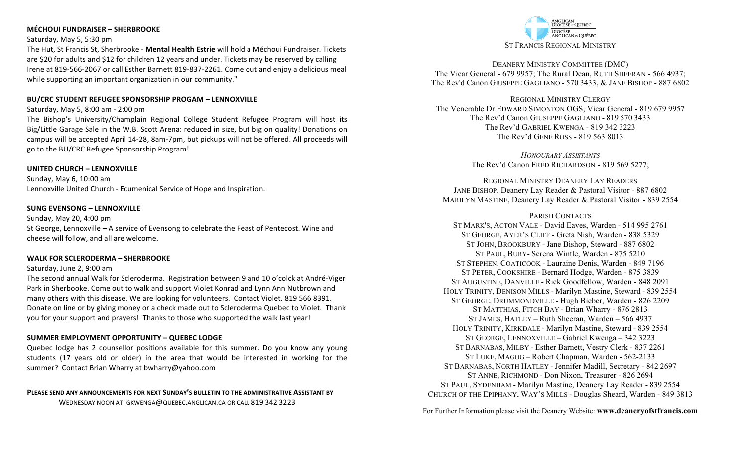## MÉCHOUI FUNDRAISER – SHERBROOKE

Saturday, May 5, 5:30 pm

The Hut, St Francis St, Sherbrooke - **Mental Health Estrie** will hold a Méchoui Fundraiser. Tickets are $20 for adults and $12 for children 12 years and under. Tickets may be reserved by calling Irene at 819-566-2067 or call Esther Barnett 819-837-2261. Come out and enjoy a delicious meal while supporting an important organization in our community."

## BU/CRC STUDENT REFUGEE SPONSORSHIP PROGAM – LENNOXVILLE

Saturday, May 5, 8:00 am - 2:00 pm

The Bishop's University/Champlain Regional College Student Refugee Program will host its Big/Little Garage Sale in the W.B. Scott Arena: reduced in size, but big on quality! Donations on campus will be accepted April 14-28, 8am-7pm, but pickups will not be offered. All proceeds will go to the BU/CRC Refugee Sponsorship Program!

## UNITED CHURCH – LENNOXVILLE

Sunday, May 6, 10:00 am

Lennoxville United Church - Ecumenical Service of Hope and Inspiration.

## SUNG EVENSONG – LENNOXVILLE

Sunday, May 20, 4:00 pm

St George, Lennoxville – A service of Evensong to celebrate the Feast of Pentecost. Wine and cheese will follow, and all are welcome.

## WALK FOR SCLERODERMA – SHERBROOKE

Saturday, June 2, 9:00 am

The second annual Walk for Scleroderma. Registration between 9 and 10 o'colck at André-Viger Park in Sherbooke. Come out to walk and support Violet Konrad and Lynn Ann Nutbrown and many others with this disease. We are looking for volunteers. Contact Violet. 819 566 8391. Donate on line or by giving money or a check made out to Scleroderma Quebec to Violet. Thank you for your support and prayers! Thanks to those who supported the walk last year!

## SUMMER EMPLOYMENT OPPORTUNITY – QUEBEC LODGE

Quebec lodge has 2 counsellor positions available for this summer. Do you know any young students (17 years old or older) in the area that would be interested in working for the summer? Contact Brian Wharry at bwharry@yahoo.com

**PLEASE SEND ANY ANNOUNCEMENTS FOR NEXT SUNDAY'S BULLETIN TO THE ADMINISTRATIVE ASSISTANT BY** WEDNESDAY NOON AT: GKWENGA@QUEBEC.ANGLICAN.CA OR CALL 819 342 3223

Anglican Diocese of Quebec / Diocèse Anglican de Québec

ST FRANCIS REGIONAL MINISTRY

DEANERY MINISTRY COMMITTEE (DMC)

The Vicar General - 679 9957; The Rural Dean, RUTH SHEERAN - 566 4937; The Rev'd Canon GIUSEPPE GAGLIANO - 570 3433, & JANE BISHOP - 887 6802

REGIONAL MINISTRY CLERGY

The Venerable Dr EDWARD SIMONTON OGS, Vicar General - 819 679 9957
The Rev'd Canon GIUSEPPE GAGLIANO - 819 570 3433
The Rev'd GABRIEL KWENGA - 819 342 3223
The Rev'd GENE ROSS - 819 563 8013

*HONOURARY ASSISTANTS*

The Rev'd Canon FRED RICHARDSON - 819 569 5277;

REGIONAL MINISTRY DEANERY LAY READERS

JANE BISHOP, Deanery Lay Reader & Pastoral Visitor - 887 6802
MARILYN MASTINE, Deanery Lay Reader & Pastoral Visitor - 839 2554

PARISH CONTACTS

ST MARK'S, ACTON VALE - David Eaves, Warden - 514 995 2761
ST GEORGE, AYER'S CLIFF - Greta Nish, Warden - 838 5329
ST JOHN, BROOKBURY - Jane Bishop, Steward - 887 6802
ST PAUL, BURY- Serena Wintle, Warden - 875 5210
ST STEPHEN, COATICOOK - Lauraine Denis, Warden - 849 7196
ST PETER, COOKSHIRE - Bernard Hodge, Warden - 875 3839
ST AUGUSTINE, DANVILLE - Rick Goodfellow, Warden - 848 2091
HOLY TRINITY, DENISON MILLS - Marilyn Mastine, Steward - 839 2554
ST GEORGE, DRUMMONDVILLE - Hugh Bieber, Warden - 826 2209
ST MATTHIAS, FITCH BAY - Brian Wharry - 876 2813
ST JAMES, HATLEY – Ruth Sheeran, Warden – 566 4937
HOLY TRINITY, KIRKDALE - Marilyn Mastine, Steward - 839 2554
ST GEORGE, LENNOXVILLE – Gabriel Kwenga – 342 3223
ST BARNABAS, MILBY - Esther Barnett, Vestry Clerk - 837 2261
ST LUKE, MAGOG – Robert Chapman, Warden - 562-2133
ST BARNABAS, NORTH HATLEY - Jennifer Madill, Secretary - 842 2697
ST ANNE, RICHMOND - Don Nixon, Treasurer - 826 2694
ST PAUL, SYDENHAM - Marilyn Mastine, Deanery Lay Reader - 839 2554
CHURCH OF THE EPIPHANY, WAY'S MILLS - Douglas Sheard, Warden - 849 3813

For Further Information please visit the Deanery Website: **www.deaneryofstfrancis.com**